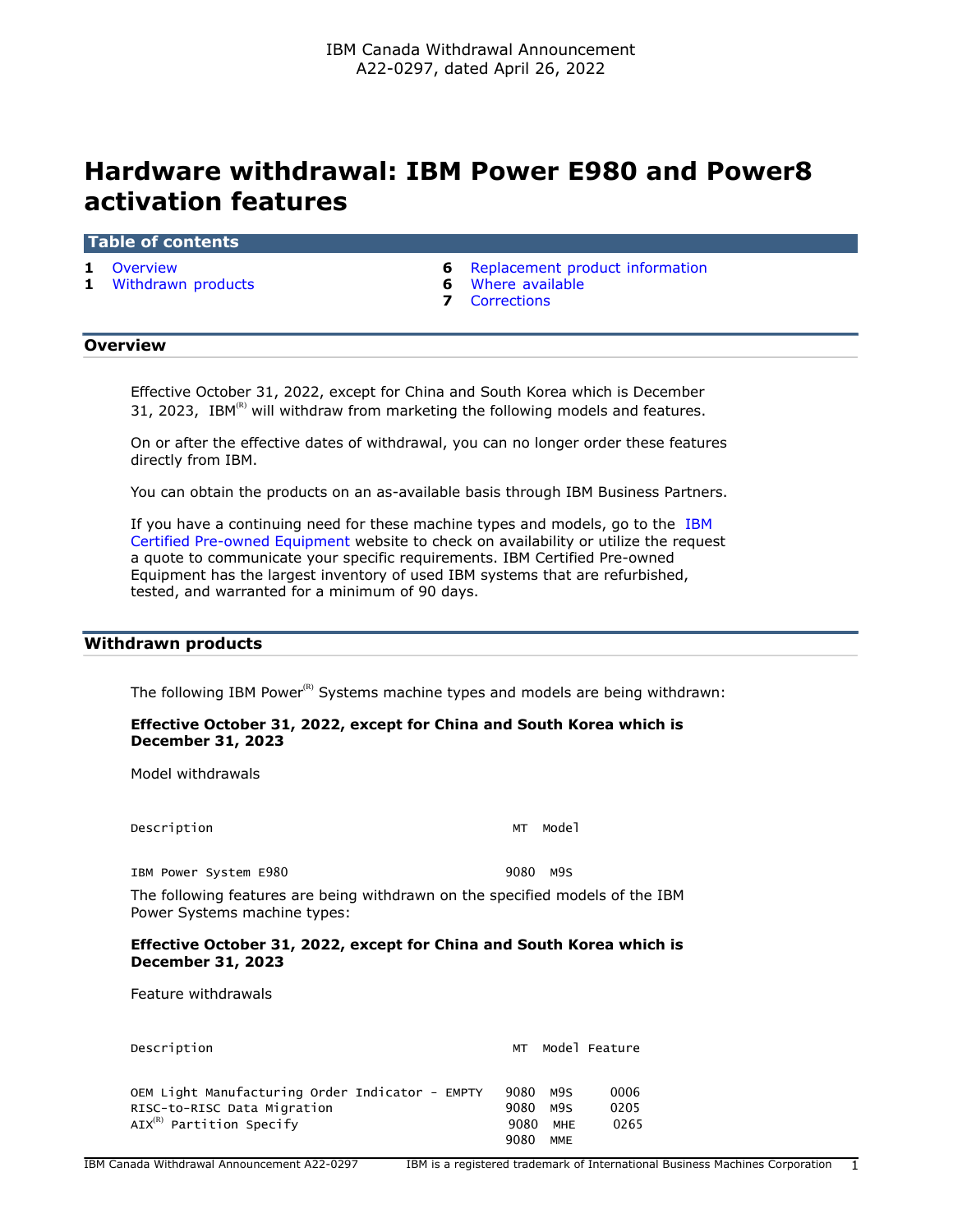IBM Canada Withdrawal Announcement
A22-0297, dated April 26, 2022

# Hardware withdrawal: IBM Power E980 and Power8 activation features

## Table of contents

- **1** Overview
- **1** Withdrawn products
- **6** Replacement product information
- **6** Where available
- **7** Corrections

## Overview

Effective October 31, 2022, except for China and South Korea which is December 31, 2023, IBM(R) will withdraw from marketing the following models and features.

On or after the effective dates of withdrawal, you can no longer order these features directly from IBM.

You can obtain the products on an as-available basis through IBM Business Partners.

If you have a continuing need for these machine types and models, go to the IBM Certified Pre-owned Equipment website to check on availability or utilize the request a quote to communicate your specific requirements. IBM Certified Pre-owned Equipment has the largest inventory of used IBM systems that are refurbished, tested, and warranted for a minimum of 90 days.

## Withdrawn products

The following IBM Power(R) Systems machine types and models are being withdrawn:

**Effective October 31, 2022, except for China and South Korea which is December 31, 2023**

Model withdrawals

| Description | MT | Model |
|---|---|---|
| IBM Power System E980 | 9080 | M9S |

The following features are being withdrawn on the specified models of the IBM Power Systems machine types:

**Effective October 31, 2022, except for China and South Korea which is December 31, 2023**

Feature withdrawals

| Description | MT | Model | Feature |
|---|---|---|---|
| OEM Light Manufacturing Order Indicator - EMPTY | 9080 | M9S | 0006 |
| RISC-to-RISC Data Migration | 9080 | M9S | 0205 |
| AIX(R) Partition Specify | 9080 | MHE | 0265 |
| | 9080 | MME | |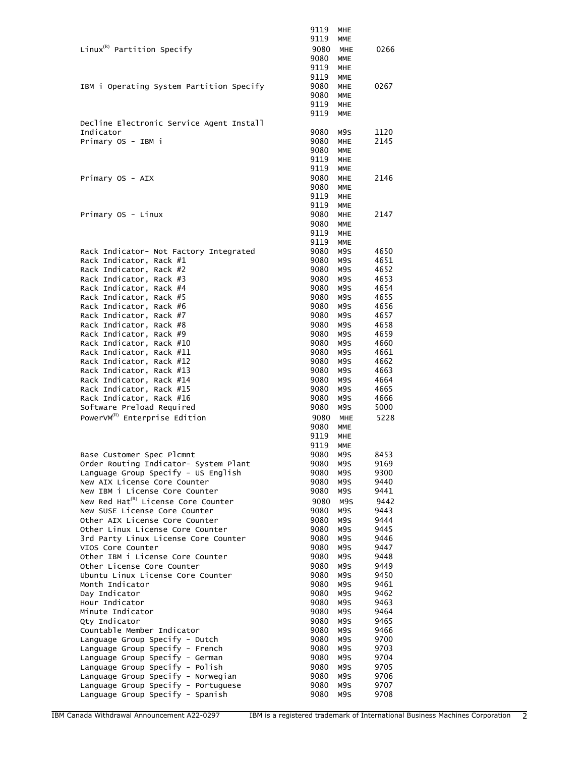| Description | Machine type | Model | Feature |
|---|---|---|---|
| | 9119 | MHE | |
| | 9119 | MME | |
| Linux[(R)] Partition Specify | 9080 | MHE | 0266 |
| | 9080 | MME | |
| | 9119 | MHE | |
| | 9119 | MME | |
| IBM i Operating System Partition Specify | 9080 | MHE | 0267 |
| | 9080 | MME | |
| | 9119 | MHE | |
| | 9119 | MME | |
| Decline Electronic Service Agent Install Indicator | 9080 | M9S | 1120 |
| Primary OS - IBM i | 9080 | MHE | 2145 |
| | 9080 | MME | |
| | 9119 | MHE | |
| | 9119 | MME | |
| Primary OS - AIX | 9080 | MHE | 2146 |
| | 9080 | MME | |
| | 9119 | MHE | |
| | 9119 | MME | |
| Primary OS - Linux | 9080 | MHE | 2147 |
| | 9080 | MME | |
| | 9119 | MHE | |
| | 9119 | MME | |
| Rack Indicator- Not Factory Integrated | 9080 | M9S | 4650 |
| Rack Indicator, Rack #1 | 9080 | M9S | 4651 |
| Rack Indicator, Rack #2 | 9080 | M9S | 4652 |
| Rack Indicator, Rack #3 | 9080 | M9S | 4653 |
| Rack Indicator, Rack #4 | 9080 | M9S | 4654 |
| Rack Indicator, Rack #5 | 9080 | M9S | 4655 |
| Rack Indicator, Rack #6 | 9080 | M9S | 4656 |
| Rack Indicator, Rack #7 | 9080 | M9S | 4657 |
| Rack Indicator, Rack #8 | 9080 | M9S | 4658 |
| Rack Indicator, Rack #9 | 9080 | M9S | 4659 |
| Rack Indicator, Rack #10 | 9080 | M9S | 4660 |
| Rack Indicator, Rack #11 | 9080 | M9S | 4661 |
| Rack Indicator, Rack #12 | 9080 | M9S | 4662 |
| Rack Indicator, Rack #13 | 9080 | M9S | 4663 |
| Rack Indicator, Rack #14 | 9080 | M9S | 4664 |
| Rack Indicator, Rack #15 | 9080 | M9S | 4665 |
| Rack Indicator, Rack #16 | 9080 | M9S | 4666 |
| Software Preload Required | 9080 | M9S | 5000 |
| PowerVM[(R)] Enterprise Edition | 9080 | MHE | 5228 |
| | 9080 | MME | |
| | 9119 | MHE | |
| | 9119 | MME | |
| Base Customer Spec Plcmnt | 9080 | M9S | 8453 |
| Order Routing Indicator- System Plant | 9080 | M9S | 9169 |
| Language Group Specify - US English | 9080 | M9S | 9300 |
| New AIX License Core Counter | 9080 | M9S | 9440 |
| New IBM i License Core Counter | 9080 | M9S | 9441 |
| New Red Hat[(R)] License Core Counter | 9080 | M9S | 9442 |
| New SUSE License Core Counter | 9080 | M9S | 9443 |
| Other AIX License Core Counter | 9080 | M9S | 9444 |
| Other Linux License Core Counter | 9080 | M9S | 9445 |
| 3rd Party Linux License Core Counter | 9080 | M9S | 9446 |
| VIOS Core Counter | 9080 | M9S | 9447 |
| Other IBM i License Core Counter | 9080 | M9S | 9448 |
| Other License Core Counter | 9080 | M9S | 9449 |
| Ubuntu Linux License Core Counter | 9080 | M9S | 9450 |
| Month Indicator | 9080 | M9S | 9461 |
| Day Indicator | 9080 | M9S | 9462 |
| Hour Indicator | 9080 | M9S | 9463 |
| Minute Indicator | 9080 | M9S | 9464 |
| Qty Indicator | 9080 | M9S | 9465 |
| Countable Member Indicator | 9080 | M9S | 9466 |
| Language Group Specify - Dutch | 9080 | M9S | 9700 |
| Language Group Specify - French | 9080 | M9S | 9703 |
| Language Group Specify - German | 9080 | M9S | 9704 |
| Language Group Specify - Polish | 9080 | M9S | 9705 |
| Language Group Specify - Norwegian | 9080 | M9S | 9706 |
| Language Group Specify - Portuguese | 9080 | M9S | 9707 |
| Language Group Specify - Spanish | 9080 | M9S | 9708 |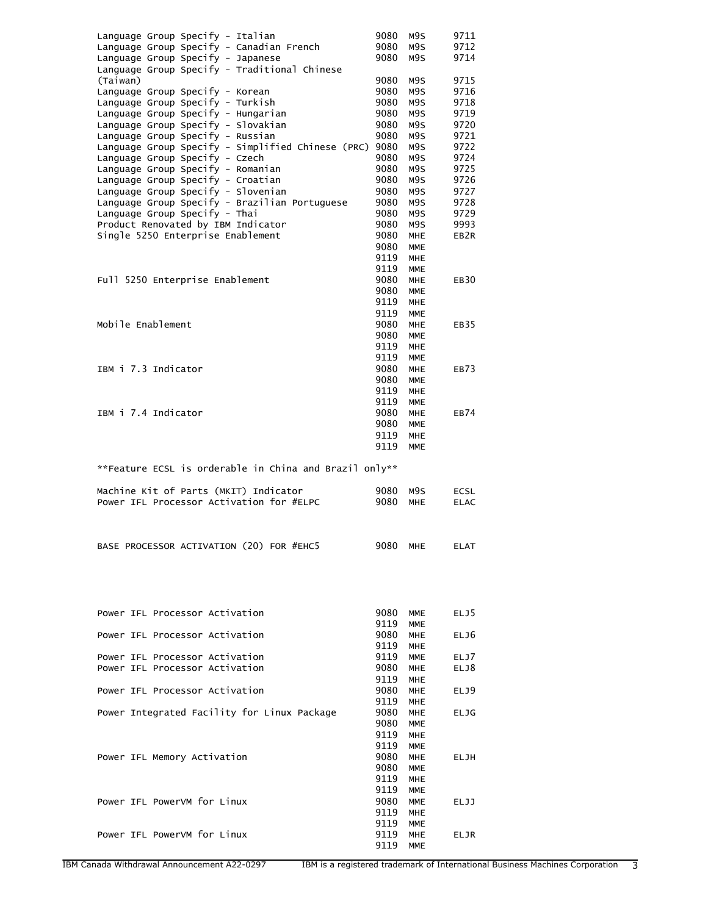| Description | Machine type | Model | Feature |
|---|---|---|---|
| Language Group Specify - Italian | 9080 | M9S | 9711 |
| Language Group Specify - Canadian French | 9080 | M9S | 9712 |
| Language Group Specify - Japanese | 9080 | M9S | 9714 |
| Language Group Specify - Traditional Chinese (Taiwan) | 9080 | M9S | 9715 |
| Language Group Specify - Korean | 9080 | M9S | 9716 |
| Language Group Specify - Turkish | 9080 | M9S | 9718 |
| Language Group Specify - Hungarian | 9080 | M9S | 9719 |
| Language Group Specify - Slovakian | 9080 | M9S | 9720 |
| Language Group Specify - Russian | 9080 | M9S | 9721 |
| Language Group Specify - Simplified Chinese (PRC) | 9080 | M9S | 9722 |
| Language Group Specify - Czech | 9080 | M9S | 9724 |
| Language Group Specify - Romanian | 9080 | M9S | 9725 |
| Language Group Specify - Croatian | 9080 | M9S | 9726 |
| Language Group Specify - Slovenian | 9080 | M9S | 9727 |
| Language Group Specify - Brazilian Portuguese | 9080 | M9S | 9728 |
| Language Group Specify - Thai | 9080 | M9S | 9729 |
| Product Renovated by IBM Indicator | 9080 | M9S | 9993 |
| Single 5250 Enterprise Enablement | 9080 | MHE | EB2R |
| | 9080 | MME | |
| | 9119 | MHE | |
| | 9119 | MME | |
| Full 5250 Enterprise Enablement | 9080 | MHE | EB30 |
| | 9080 | MME | |
| | 9119 | MHE | |
| | 9119 | MME | |
| Mobile Enablement | 9080 | MHE | EB35 |
| | 9080 | MME | |
| | 9119 | MHE | |
| | 9119 | MME | |
| IBM i 7.3 Indicator | 9080 | MHE | EB73 |
| | 9080 | MME | |
| | 9119 | MHE | |
| | 9119 | MME | |
| IBM i 7.4 Indicator | 9080 | MHE | EB74 |
| | 9080 | MME | |
| | 9119 | MHE | |
| | 9119 | MME | |

**Feature ECSL is orderable in China and Brazil only**

| Description | Machine type | Model | Feature |
|---|---|---|---|
| Machine Kit of Parts (MKIT) Indicator | 9080 | M9S | ECSL |
| Power IFL Processor Activation for #ELPC | 9080 | MHE | ELAC |
| BASE PROCESSOR ACTIVATION (20) FOR #EHC5 | 9080 | MHE | ELAT |
| Power IFL Processor Activation | 9080 | MME | ELJ5 |
| | 9119 | MME | |
| Power IFL Processor Activation | 9080 | MHE | ELJ6 |
| | 9119 | MHE | |
| Power IFL Processor Activation | 9119 | MME | ELJ7 |
| Power IFL Processor Activation | 9080 | MHE | ELJ8 |
| | 9119 | MHE | |
| Power IFL Processor Activation | 9080 | MHE | ELJ9 |
| | 9119 | MHE | |
| Power Integrated Facility for Linux Package | 9080 | MHE | ELJG |
| | 9080 | MME | |
| | 9119 | MHE | |
| | 9119 | MME | |
| Power IFL Memory Activation | 9080 | MHE | ELJH |
| | 9080 | MME | |
| | 9119 | MHE | |
| | 9119 | MME | |
| Power IFL PowerVM for Linux | 9080 | MME | ELJJ |
| | 9119 | MHE | |
| | 9119 | MME | |
| Power IFL PowerVM for Linux | 9119 | MHE | ELJR |
| | 9119 | MME | |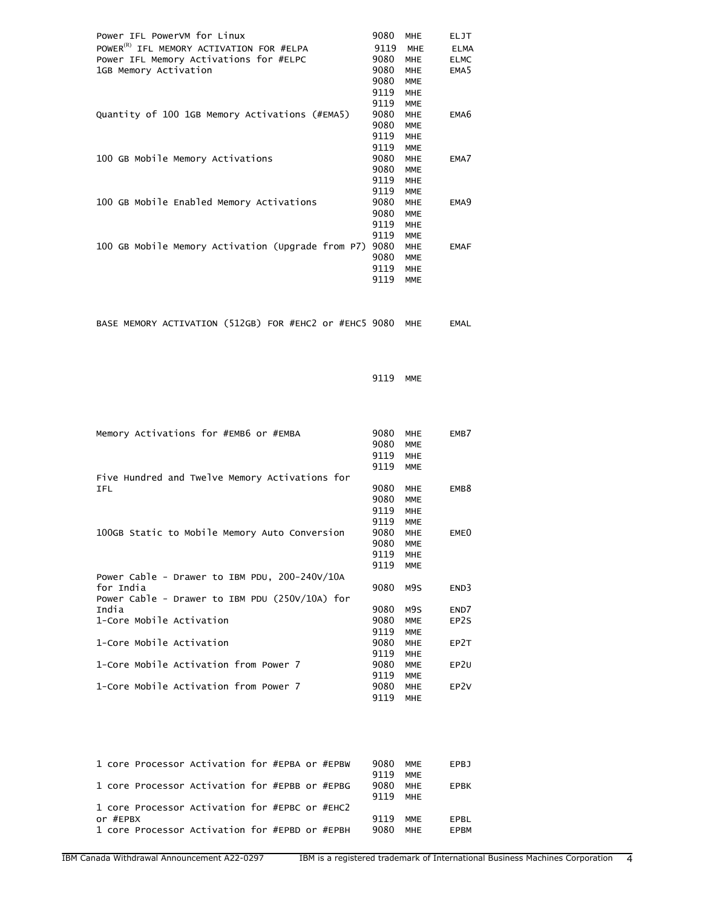| | | | |
|---|---|---|---|
| Power IFL PowerVM for Linux | 9080 | MHE | ELJT |
| POWER(R) IFL MEMORY ACTIVATION FOR #ELPA | 9119 | MHE | ELMA |
| Power IFL Memory Activations for #ELPC | 9080 | MHE | ELMC |
| 1GB Memory Activation | 9080 | MHE | EMA5 |
| | 9080 | MME | |
| | 9119 | MHE | |
| | 9119 | MME | |
| Quantity of 100 1GB Memory Activations (#EMA5) | 9080 | MHE | EMA6 |
| | 9080 | MME | |
| | 9119 | MHE | |
| | 9119 | MME | |
| 100 GB Mobile Memory Activations | 9080 | MHE | EMA7 |
| | 9080 | MME | |
| | 9119 | MHE | |
| | 9119 | MME | |
| 100 GB Mobile Enabled Memory Activations | 9080 | MHE | EMA9 |
| | 9080 | MME | |
| | 9119 | MHE | |
| | 9119 | MME | |
| 100 GB Mobile Memory Activation (Upgrade from P7) | 9080 | MHE | EMAF |
| | 9080 | MME | |
| | 9119 | MHE | |
| | 9119 | MME | |
| BASE MEMORY ACTIVATION (512GB) FOR #EHC2 or #EHC5 | 9080 | MHE | EMAL |
| | 9119 | MME | |
| Memory Activations for #EMB6 or #EMBA | 9080 | MHE | EMB7 |
| | 9080 | MME | |
| | 9119 | MHE | |
| | 9119 | MME | |
| Five Hundred and Twelve Memory Activations for IFL | 9080 | MHE | EMB8 |
| | 9080 | MME | |
| | 9119 | MHE | |
| | 9119 | MME | |
| 100GB Static to Mobile Memory Auto Conversion | 9080 | MHE | EME0 |
| | 9080 | MME | |
| | 9119 | MHE | |
| | 9119 | MME | |
| Power Cable - Drawer to IBM PDU, 200-240V/10A for India | 9080 | M9S | END3 |
| Power Cable - Drawer to IBM PDU (250V/10A) for India | 9080 | M9S | END7 |
| 1-Core Mobile Activation | 9080 | MME | EP2S |
| | 9119 | MME | |
| 1-Core Mobile Activation | 9080 | MHE | EP2T |
| | 9119 | MHE | |
| 1-Core Mobile Activation from Power 7 | 9080 | MME | EP2U |
| | 9119 | MME | |
| 1-Core Mobile Activation from Power 7 | 9080 | MHE | EP2V |
| | 9119 | MHE | |
| 1 core Processor Activation for #EPBA or #EPBW | 9080 | MME | EPBJ |
| | 9119 | MME | |
| 1 core Processor Activation for #EPBB or #EPBG | 9080 | MHE | EPBK |
| | 9119 | MHE | |
| 1 core Processor Activation for #EPBC or #EHC2 or #EPBX | 9119 | MME | EPBL |
| 1 core Processor Activation for #EPBD or #EPBH | 9080 | MHE | EPBM |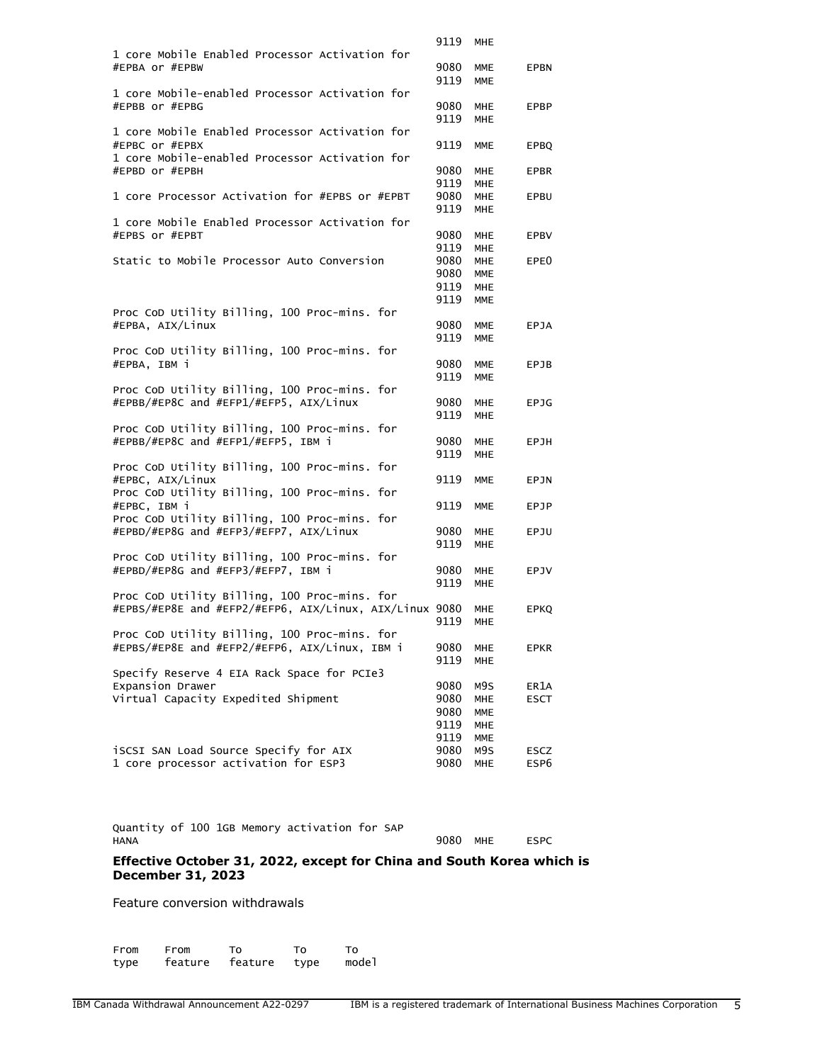| Description | Machine type | Model | Feature |
|---|---|---|---|
| | 9119 | MHE | |
| 1 core Mobile Enabled Processor Activation for #EPBA or #EPBW | 9080 | MME | EPBN |
| | 9119 | MME | |
| 1 core Mobile-enabled Processor Activation for #EPBB or #EPBG | 9080 | MHE | EPBP |
| | 9119 | MHE | |
| 1 core Mobile Enabled Processor Activation for #EPBC or #EPBX | 9119 | MME | EPBQ |
| 1 core Mobile-enabled Processor Activation for #EPBD or #EPBH | 9080 | MHE | EPBR |
| | 9119 | MHE | |
| 1 core Processor Activation for #EPBS or #EPBT | 9080 | MHE | EPBU |
| | 9119 | MHE | |
| 1 core Mobile Enabled Processor Activation for #EPBS or #EPBT | 9080 | MHE | EPBV |
| | 9119 | MHE | |
| Static to Mobile Processor Auto Conversion | 9080 | MHE | EPE0 |
| | 9080 | MME | |
| | 9119 | MHE | |
| | 9119 | MME | |
| Proc CoD Utility Billing, 100 Proc-mins. for #EPBA, AIX/Linux | 9080 | MME | EPJA |
| | 9119 | MME | |
| Proc CoD Utility Billing, 100 Proc-mins. for #EPBA, IBM i | 9080 | MME | EPJB |
| | 9119 | MME | |
| Proc CoD Utility Billing, 100 Proc-mins. for #EPBB/#EP8C and #EFP1/#EFP5, AIX/Linux | 9080 | MHE | EPJG |
| | 9119 | MHE | |
| Proc CoD Utility Billing, 100 Proc-mins. for #EPBB/#EP8C and #EFP1/#EFP5, IBM i | 9080 | MHE | EPJH |
| | 9119 | MHE | |
| Proc CoD Utility Billing, 100 Proc-mins. for #EPBC, AIX/Linux | 9119 | MME | EPJN |
| Proc CoD Utility Billing, 100 Proc-mins. for #EPBC, IBM i | 9119 | MME | EPJP |
| Proc CoD Utility Billing, 100 Proc-mins. for #EPBD/#EP8G and #EFP3/#EFP7, AIX/Linux | 9080 | MHE | EPJU |
| | 9119 | MHE | |
| Proc CoD Utility Billing, 100 Proc-mins. for #EPBD/#EP8G and #EFP3/#EFP7, IBM i | 9080 | MHE | EPJV |
| | 9119 | MHE | |
| Proc CoD Utility Billing, 100 Proc-mins. for #EPBS/#EP8E and #EFP2/#EFP6, AIX/Linux, AIX/Linux | 9080 | MHE | EPKQ |
| | 9119 | MHE | |
| Proc CoD Utility Billing, 100 Proc-mins. for #EPBS/#EP8E and #EFP2/#EFP6, AIX/Linux, IBM i | 9080 | MHE | EPKR |
| | 9119 | MHE | |
| Specify Reserve 4 EIA Rack Space for PCIe3 Expansion Drawer | 9080 | M9S | ER1A |
| Virtual Capacity Expedited Shipment | 9080 | MHE | ESCT |
| | 9080 | MME | |
| | 9119 | MHE | |
| | 9119 | MME | |
| iSCSI SAN Load Source Specify for AIX | 9080 | M9S | ESCZ |
| 1 core processor activation for ESP3 | 9080 | MHE | ESP6 |
| Quantity of 100 1GB Memory activation for SAP HANA | 9080 | MHE | ESPC |

**Effective October 31, 2022, except for China and South Korea which is December 31, 2023**

Feature conversion withdrawals

| From type | From feature | To feature | To type | To model |
|---|---|---|---|---|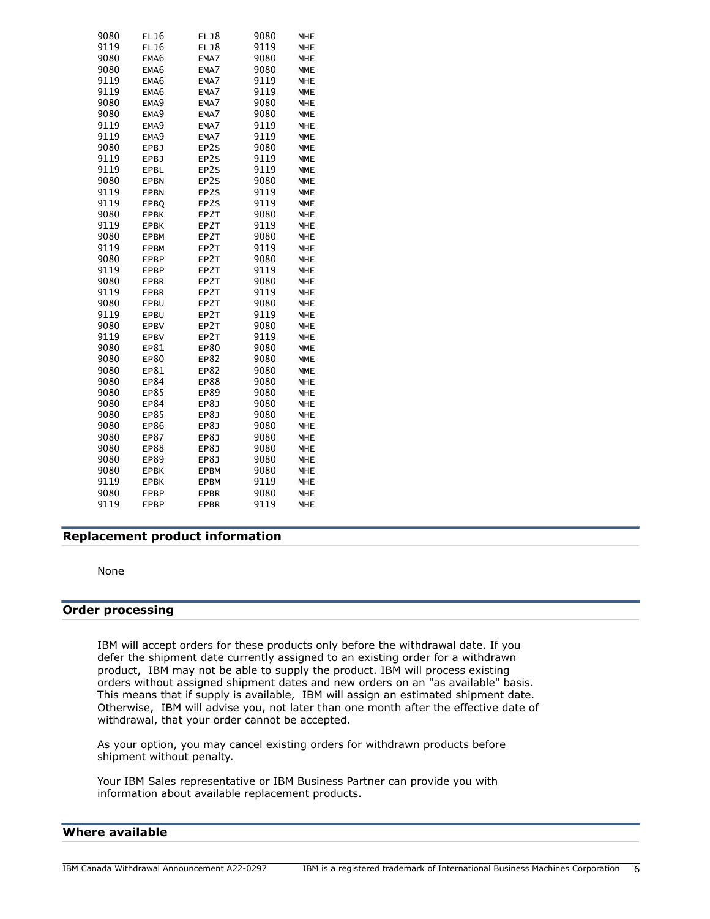| | | | | |
|---|---|---|---|---|
| 9080 | ELJ6 | ELJ8 | 9080 | MHE |
| 9119 | ELJ6 | ELJ8 | 9119 | MHE |
| 9080 | EMA6 | EMA7 | 9080 | MHE |
| 9080 | EMA6 | EMA7 | 9080 | MME |
| 9119 | EMA6 | EMA7 | 9119 | MHE |
| 9119 | EMA6 | EMA7 | 9119 | MME |
| 9080 | EMA9 | EMA7 | 9080 | MHE |
| 9080 | EMA9 | EMA7 | 9080 | MME |
| 9119 | EMA9 | EMA7 | 9119 | MHE |
| 9119 | EMA9 | EMA7 | 9119 | MME |
| 9080 | EPBJ | EP2S | 9080 | MME |
| 9119 | EPBJ | EP2S | 9119 | MME |
| 9119 | EPBL | EP2S | 9119 | MME |
| 9080 | EPBN | EP2S | 9080 | MME |
| 9119 | EPBN | EP2S | 9119 | MME |
| 9119 | EPBQ | EP2S | 9119 | MME |
| 9080 | EPBK | EP2T | 9080 | MHE |
| 9119 | EPBK | EP2T | 9119 | MHE |
| 9080 | EPBM | EP2T | 9080 | MHE |
| 9119 | EPBM | EP2T | 9119 | MHE |
| 9080 | EPBP | EP2T | 9080 | MHE |
| 9119 | EPBP | EP2T | 9119 | MHE |
| 9080 | EPBR | EP2T | 9080 | MHE |
| 9119 | EPBR | EP2T | 9119 | MHE |
| 9080 | EPBU | EP2T | 9080 | MHE |
| 9119 | EPBU | EP2T | 9119 | MHE |
| 9080 | EPBV | EP2T | 9080 | MHE |
| 9119 | EPBV | EP2T | 9119 | MHE |
| 9080 | EP81 | EP80 | 9080 | MME |
| 9080 | EP80 | EP82 | 9080 | MME |
| 9080 | EP81 | EP82 | 9080 | MME |
| 9080 | EP84 | EP88 | 9080 | MHE |
| 9080 | EP85 | EP89 | 9080 | MHE |
| 9080 | EP84 | EP8J | 9080 | MHE |
| 9080 | EP85 | EP8J | 9080 | MHE |
| 9080 | EP86 | EP8J | 9080 | MHE |
| 9080 | EP87 | EP8J | 9080 | MHE |
| 9080 | EP88 | EP8J | 9080 | MHE |
| 9080 | EP89 | EP8J | 9080 | MHE |
| 9080 | EPBK | EPBM | 9080 | MHE |
| 9119 | EPBK | EPBM | 9119 | MHE |
| 9080 | EPBP | EPBR | 9080 | MHE |
| 9119 | EPBP | EPBR | 9119 | MHE |

## Replacement product information

None

## Order processing

IBM will accept orders for these products only before the withdrawal date. If you defer the shipment date currently assigned to an existing order for a withdrawn product, IBM may not be able to supply the product. IBM will process existing orders without assigned shipment dates and new orders on an "as available" basis. This means that if supply is available, IBM will assign an estimated shipment date. Otherwise, IBM will advise you, not later than one month after the effective date of withdrawal, that your order cannot be accepted.

As your option, you may cancel existing orders for withdrawn products before shipment without penalty.

Your IBM Sales representative or IBM Business Partner can provide you with information about available replacement products.

## Where available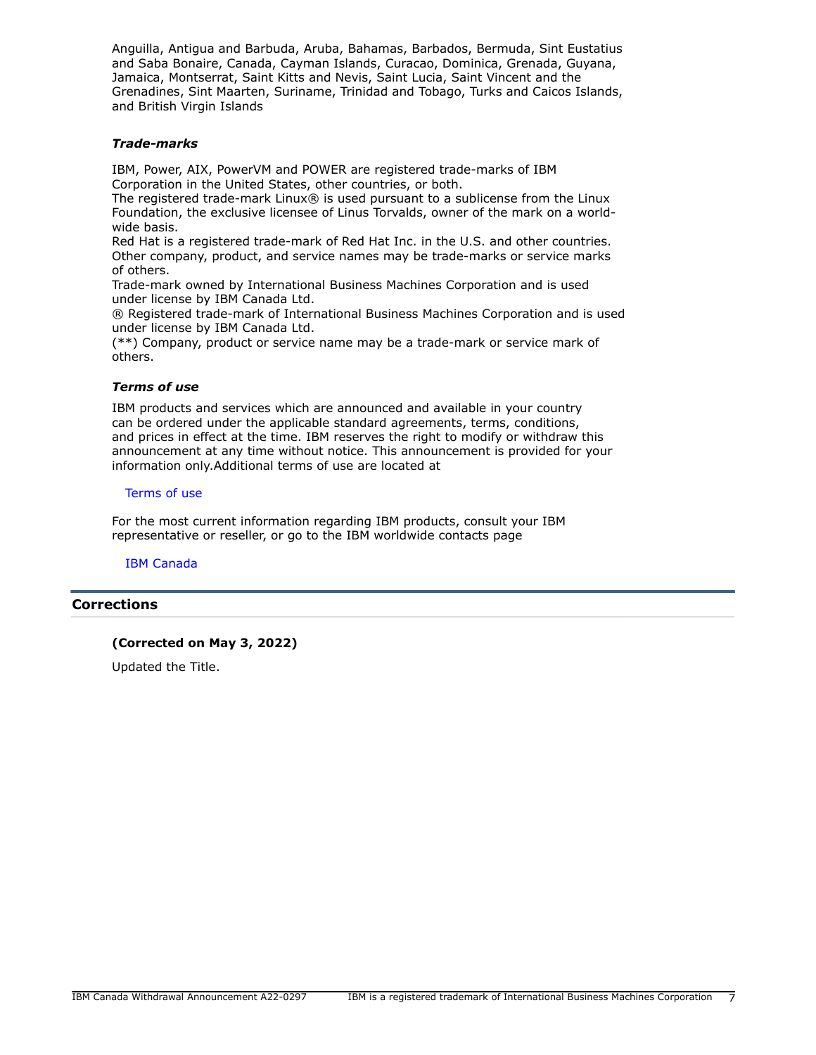Anguilla, Antigua and Barbuda, Aruba, Bahamas, Barbados, Bermuda, Sint Eustatius and Saba Bonaire, Canada, Cayman Islands, Curacao, Dominica, Grenada, Guyana, Jamaica, Montserrat, Saint Kitts and Nevis, Saint Lucia, Saint Vincent and the Grenadines, Sint Maarten, Suriname, Trinidad and Tobago, Turks and Caicos Islands, and British Virgin Islands

### *Trade-marks*

IBM, Power, AIX, PowerVM and POWER are registered trade-marks of IBM Corporation in the United States, other countries, or both.
The registered trade-mark Linux® is used pursuant to a sublicense from the Linux Foundation, the exclusive licensee of Linus Torvalds, owner of the mark on a world-wide basis.
Red Hat is a registered trade-mark of Red Hat Inc. in the U.S. and other countries.
Other company, product, and service names may be trade-marks or service marks of others.
Trade-mark owned by International Business Machines Corporation and is used under license by IBM Canada Ltd.
® Registered trade-mark of International Business Machines Corporation and is used under license by IBM Canada Ltd.
(**) Company, product or service name may be a trade-mark or service mark of others.

### *Terms of use*

IBM products and services which are announced and available in your country can be ordered under the applicable standard agreements, terms, conditions, and prices in effect at the time. IBM reserves the right to modify or withdraw this announcement at any time without notice. This announcement is provided for your information only.Additional terms of use are located at

Terms of use

For the most current information regarding IBM products, consult your IBM representative or reseller, or go to the IBM worldwide contacts page

IBM Canada

## Corrections

**(Corrected on May 3, 2022)**

Updated the Title.